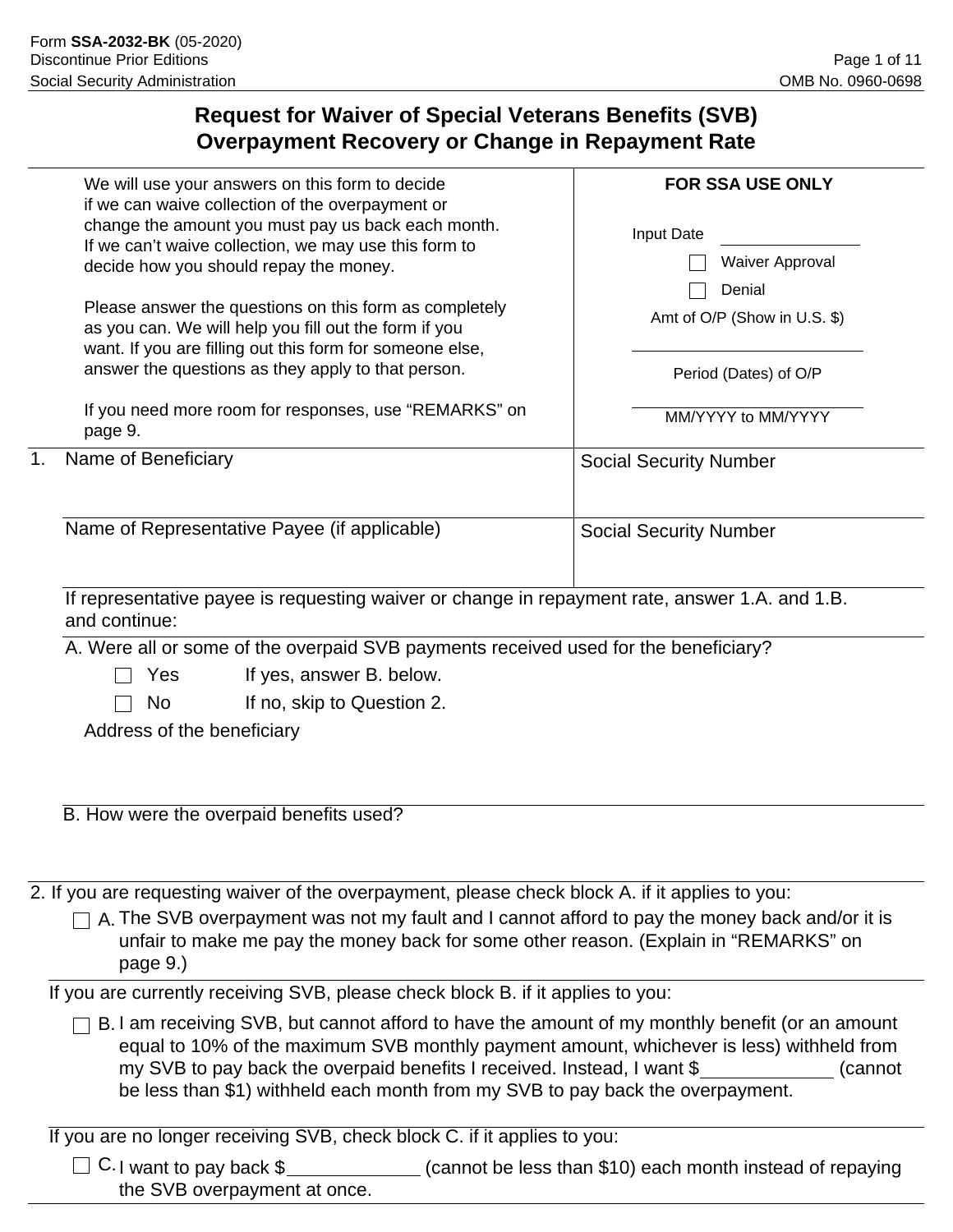Form **SSA-2032-BK** (05-2020)
Discontinue Prior Editions
Social Security Administration

OMB No. 0960-0698

# Request for Waiver of Special Veterans Benefits (SVB) Overpayment Recovery or Change in Repayment Rate

We will use your answers on this form to decide if we can waive collection of the overpayment or change the amount you must pay us back each month. If we can't waive collection, we may use this form to decide how you should repay the money.

Please answer the questions on this form as completely as you can. We will help you fill out the form if you want. If you are filling out this form for someone else, answer the questions as they apply to that person.

If you need more room for responses, use "REMARKS" on page 9.

**FOR SSA USE ONLY**

Input Date \_\_\_\_\_\_\_\_\_\_

☐ Waiver Approval

☐ Denial

Amt of O/P (Show in U.S. $)

\_\_\_\_\_\_\_\_\_\_

Period (Dates) of O/P

\_\_\_\_\_\_\_\_\_\_

MM/YYYY to MM/YYYY

| 1. Name of Beneficiary | Social Security Number |
|---|---|
| | |
| Name of Representative Payee (if applicable) | Social Security Number |
| | |

If representative payee is requesting waiver or change in repayment rate, answer 1.A. and 1.B. and continue:

A. Were all or some of the overpaid SVB payments received used for the beneficiary?

- ☐ Yes — If yes, answer B. below.
- ☐ No — If no, skip to Question 2.

Address of the beneficiary

B. How were the overpaid benefits used?

2. If you are requesting waiver of the overpayment, please check block A. if it applies to you:

☐ A. The SVB overpayment was not my fault and I cannot afford to pay the money back and/or it is unfair to make me pay the money back for some other reason. (Explain in "REMARKS" on page 9.)

If you are currently receiving SVB, please check block B. if it applies to you:

☐ B. I am receiving SVB, but cannot afford to have the amount of my monthly benefit (or an amount equal to 10% of the maximum SVB monthly payment amount, whichever is less) withheld from my SVB to pay back the overpaid benefits I received. Instead, I want $\_\_\_\_\_\_\_\_\_\_ (cannot be less than $1) withheld each month from my SVB to pay back the overpayment.

If you are no longer receiving SVB, check block C. if it applies to you:

☐ C. I want to pay back $\_\_\_\_\_\_\_\_\_\_ (cannot be less than $10) each month instead of repaying the SVB overpayment at once.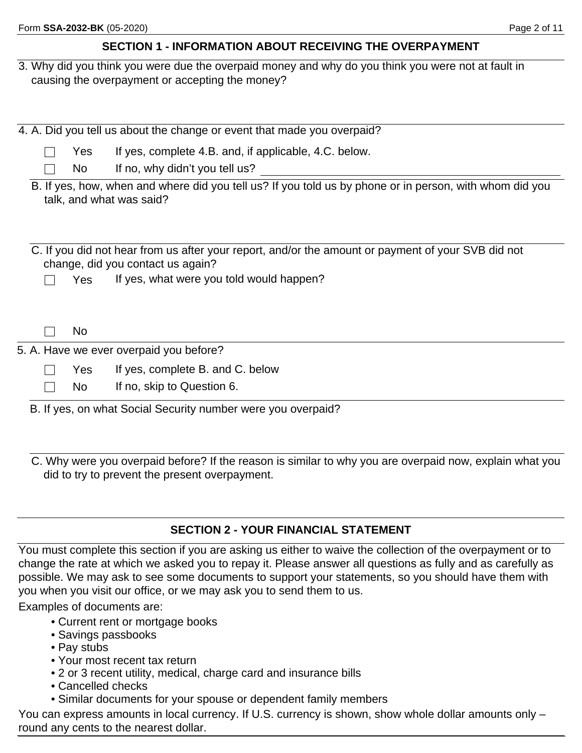## SECTION 1 - INFORMATION ABOUT RECEIVING THE OVERPAYMENT

3. Why did you think you were due the overpaid money and why do you think you were not at fault in causing the overpayment or accepting the money?

4. A. Did you tell us about the change or event that made you overpaid?

- ☐ Yes — If yes, complete 4.B. and, if applicable, 4.C. below.
- ☐ No — If no, why didn't you tell us? ______

B. If yes, how, when and where did you tell us? If you told us by phone or in person, with whom did you talk, and what was said?

C. If you did not hear from us after your report, and/or the amount or payment of your SVB did not change, did you contact us again?

- ☐ Yes — If yes, what were you told would happen?
- ☐ No

5. A. Have we ever overpaid you before?

- ☐ Yes — If yes, complete B. and C. below
- ☐ No — If no, skip to Question 6.

B. If yes, on what Social Security number were you overpaid?

C. Why were you overpaid before? If the reason is similar to why you are overpaid now, explain what you did to try to prevent the present overpayment.

## SECTION 2 - YOUR FINANCIAL STATEMENT

You must complete this section if you are asking us either to waive the collection of the overpayment or to change the rate at which we asked you to repay it. Please answer all questions as fully and as carefully as possible. We may ask to see some documents to support your statements, so you should have them with you when you visit our office, or we may ask you to send them to us.

Examples of documents are:

- Current rent or mortgage books
- Savings passbooks
- Pay stubs
- Your most recent tax return
- 2 or 3 recent utility, medical, charge card and insurance bills
- Cancelled checks
- Similar documents for your spouse or dependent family members

You can express amounts in local currency. If U.S. currency is shown, show whole dollar amounts only – round any cents to the nearest dollar.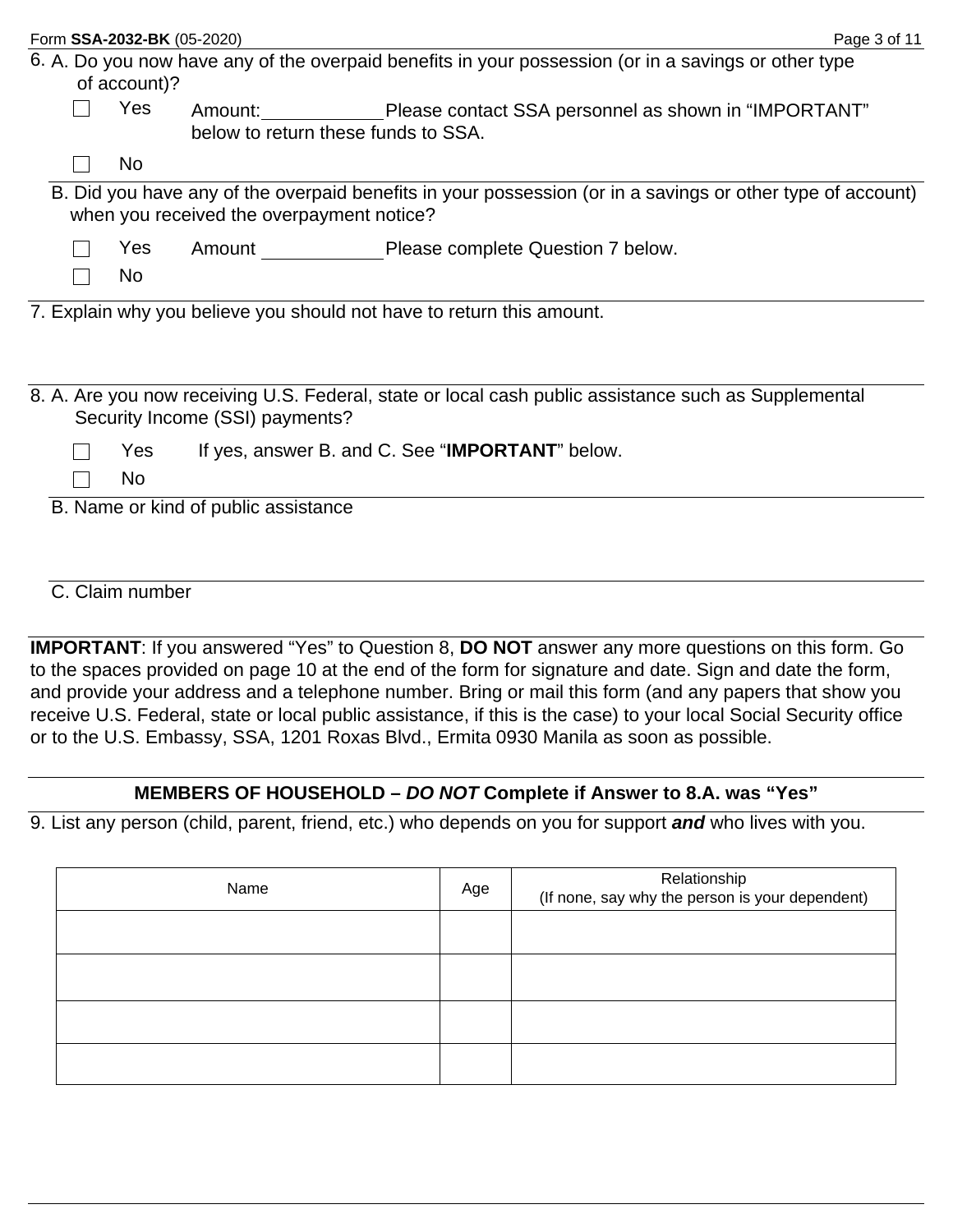6. A. Do you now have any of the overpaid benefits in your possession (or in a savings or other type of account)?

- ☐ Yes Amount: ____________ Please contact SSA personnel as shown in "IMPORTANT" below to return these funds to SSA.
- ☐ No

B. Did you have any of the overpaid benefits in your possession (or in a savings or other type of account) when you received the overpayment notice?

- ☐ Yes Amount ____________ Please complete Question 7 below.
- ☐ No

7. Explain why you believe you should not have to return this amount.

8. A. Are you now receiving U.S. Federal, state or local cash public assistance such as Supplemental Security Income (SSI) payments?

- ☐ Yes If yes, answer B. and C. See "**IMPORTANT**" below.
- ☐ No

B. Name or kind of public assistance

C. Claim number

**IMPORTANT**: If you answered "Yes" to Question 8, **DO NOT** answer any more questions on this form. Go to the spaces provided on page 10 at the end of the form for signature and date. Sign and date the form, and provide your address and a telephone number. Bring or mail this form (and any papers that show you receive U.S. Federal, state or local public assistance, if this is the case) to your local Social Security office or to the U.S. Embassy, SSA, 1201 Roxas Blvd., Ermita 0930 Manila as soon as possible.

## MEMBERS OF HOUSEHOLD – *DO NOT* Complete if Answer to 8.A. was "Yes"

9. List any person (child, parent, friend, etc.) who depends on you for support ***and*** who lives with you.

| Name | Age | Relationship (If none, say why the person is your dependent) |
|---|---|---|
| | | |
| | | |
| | | |
| | | |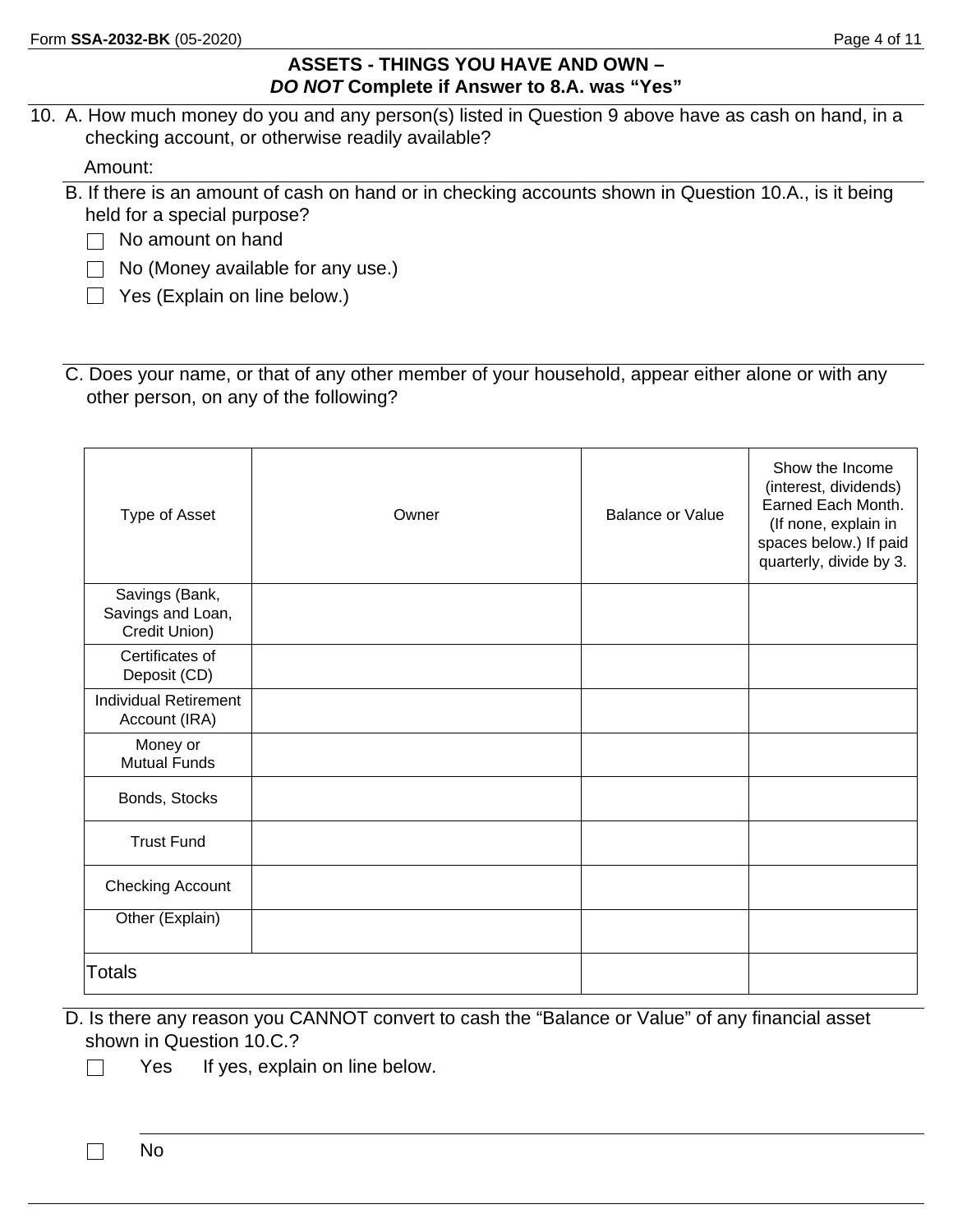## ASSETS - THINGS YOU HAVE AND OWN – *DO NOT* Complete if Answer to 8.A. was "Yes"

10. A. How much money do you and any person(s) listed in Question 9 above have as cash on hand, in a checking account, or otherwise readily available?

    Amount:

B. If there is an amount of cash on hand or in checking accounts shown in Question 10.A., is it being held for a special purpose?

- ☐ No amount on hand
- ☐ No (Money available for any use.)
- ☐ Yes (Explain on line below.)

C. Does your name, or that of any other member of your household, appear either alone or with any other person, on any of the following?

| Type of Asset | Owner | Balance or Value | Show the Income (interest, dividends) Earned Each Month. (If none, explain in spaces below.) If paid quarterly, divide by 3. |
|---|---|---|---|
| Savings (Bank, Savings and Loan, Credit Union) | | | |
| Certificates of Deposit (CD) | | | |
| Individual Retirement Account (IRA) | | | |
| Money or Mutual Funds | | | |
| Bonds, Stocks | | | |
| Trust Fund | | | |
| Checking Account | | | |
| Other (Explain) | | | |
| Totals | | | |

D. Is there any reason you CANNOT convert to cash the "Balance or Value" of any financial asset shown in Question 10.C.?

- ☐ Yes If yes, explain on line below.
- ☐ No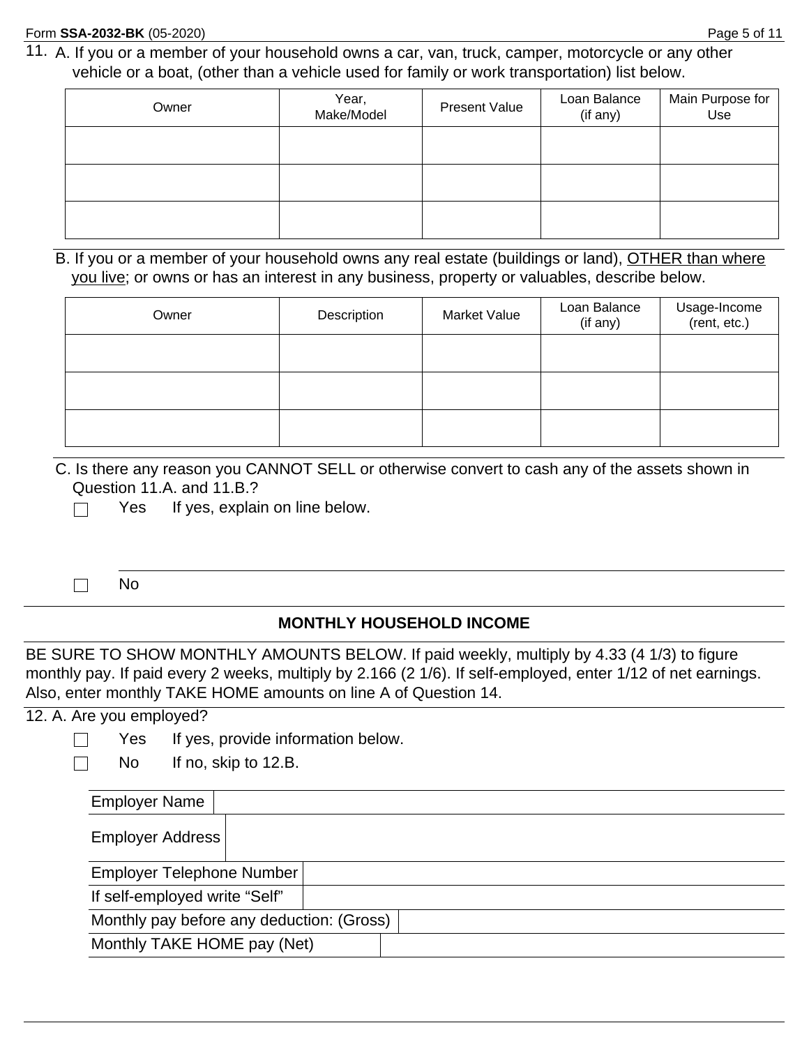11. A. If you or a member of your household owns a car, van, truck, camper, motorcycle or any other vehicle or a boat, (other than a vehicle used for family or work transportation) list below.

| Owner | Year, Make/Model | Present Value | Loan Balance (if any) | Main Purpose for Use |
|---|---|---|---|---|
| | | | | |
| | | | | |
| | | | | |

B. If you or a member of your household owns any real estate (buildings or land), OTHER than where you live; or owns or has an interest in any business, property or valuables, describe below.

| Owner | Description | Market Value | Loan Balance (if any) | Usage-Income (rent, etc.) |
|---|---|---|---|---|
| | | | | |
| | | | | |
| | | | | |

C. Is there any reason you CANNOT SELL or otherwise convert to cash any of the assets shown in Question 11.A. and 11.B.?

☐ Yes If yes, explain on line below.

______________________________

☐ No

## MONTHLY HOUSEHOLD INCOME

BE SURE TO SHOW MONTHLY AMOUNTS BELOW. If paid weekly, multiply by 4.33 (4 1/3) to figure monthly pay. If paid every 2 weeks, multiply by 2.166 (2 1/6). If self-employed, enter 1/12 of net earnings. Also, enter monthly TAKE HOME amounts on line A of Question 14.

12. A. Are you employed?

☐ Yes If yes, provide information below.

☐ No If no, skip to 12.B.

| | |
|---|---|
| Employer Name | |
| Employer Address | |
| Employer Telephone Number | |
| If self-employed write "Self" | |
| Monthly pay before any deduction: (Gross) | |
| Monthly TAKE HOME pay (Net) | |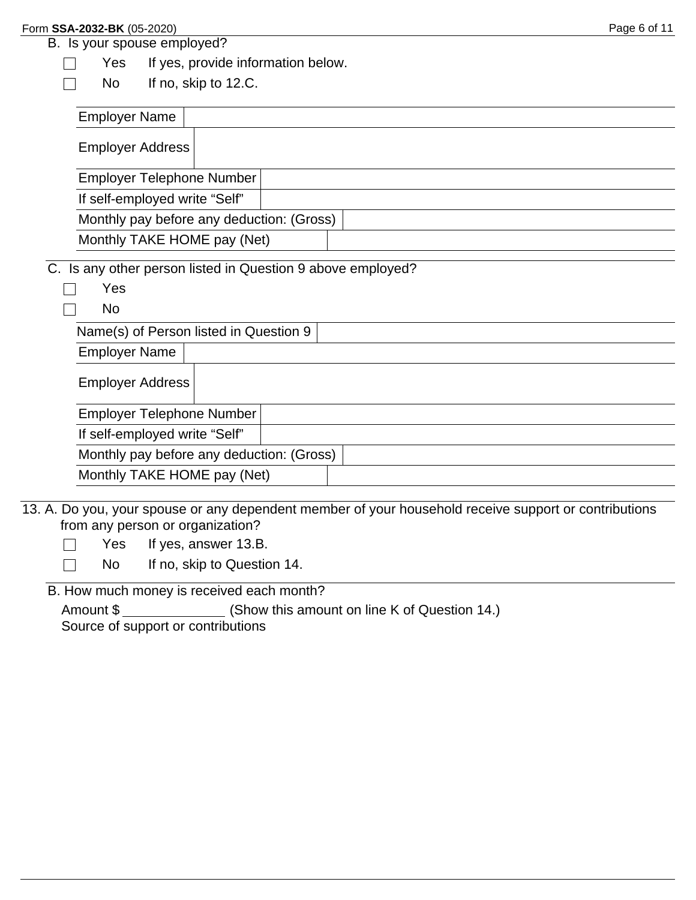B. Is your spouse employed?

- ☐ Yes — If yes, provide information below.
- ☐ No — If no, skip to 12.C.

| Employer Name | |
|---|---|
| Employer Address | |
| Employer Telephone Number | |
| If self-employed write "Self" | |
| Monthly pay before any deduction: (Gross) | |
| Monthly TAKE HOME pay (Net) | |

C. Is any other person listed in Question 9 above employed?

- ☐ Yes
- ☐ No

| Name(s) of Person listed in Question 9 | |
|---|---|
| Employer Name | |
| Employer Address | |
| Employer Telephone Number | |
| If self-employed write "Self" | |
| Monthly pay before any deduction: (Gross) | |
| Monthly TAKE HOME pay (Net) | |

13. A. Do you, your spouse or any dependent member of your household receive support or contributions from any person or organization?

- ☐ Yes — If yes, answer 13.B.
- ☐ No — If no, skip to Question 14.

B. How much money is received each month?

Amount $ ______________ (Show this amount on line K of Question 14.)

Source of support or contributions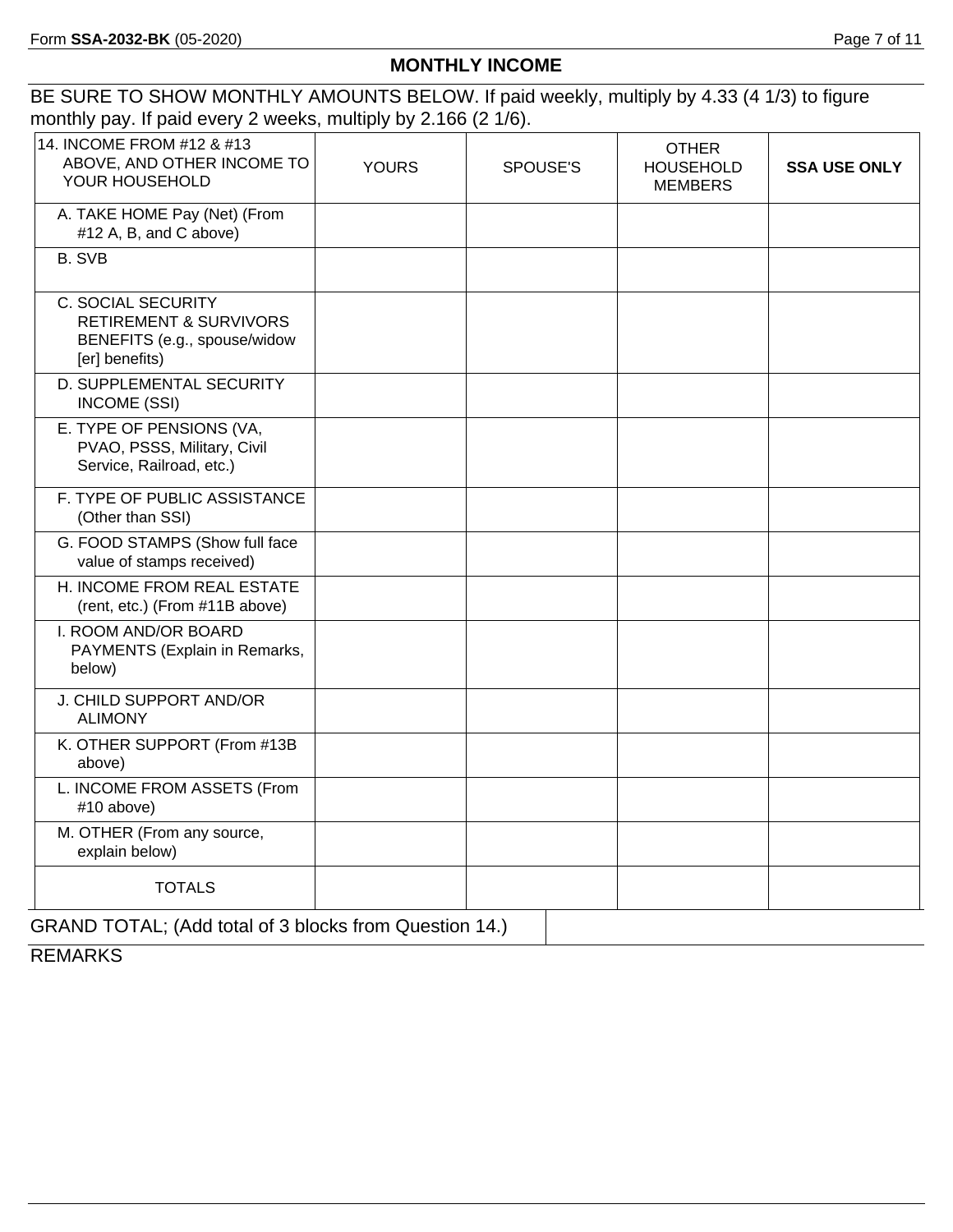## MONTHLY INCOME

BE SURE TO SHOW MONTHLY AMOUNTS BELOW. If paid weekly, multiply by 4.33 (4 1/3) to figure monthly pay. If paid every 2 weeks, multiply by 2.166 (2 1/6).

| 14. INCOME FROM #12 & #13 ABOVE, AND OTHER INCOME TO YOUR HOUSEHOLD | YOURS | SPOUSE'S | OTHER HOUSEHOLD MEMBERS | **SSA USE ONLY** |
|---|---|---|---|---|
| A. TAKE HOME Pay (Net) (From #12 A, B, and C above) | | | | |
| B. SVB | | | | |
| C. SOCIAL SECURITY RETIREMENT & SURVIVORS BENEFITS (e.g., spouse/widow [er] benefits) | | | | |
| D. SUPPLEMENTAL SECURITY INCOME (SSI) | | | | |
| E. TYPE OF PENSIONS (VA, PVAO, PSSS, Military, Civil Service, Railroad, etc.) | | | | |
| F. TYPE OF PUBLIC ASSISTANCE (Other than SSI) | | | | |
| G. FOOD STAMPS (Show full face value of stamps received) | | | | |
| H. INCOME FROM REAL ESTATE (rent, etc.) (From #11B above) | | | | |
| I. ROOM AND/OR BOARD PAYMENTS (Explain in Remarks, below) | | | | |
| J. CHILD SUPPORT AND/OR ALIMONY | | | | |
| K. OTHER SUPPORT (From #13B above) | | | | |
| L. INCOME FROM ASSETS (From #10 above) | | | | |
| M. OTHER (From any source, explain below) | | | | |
| TOTALS | | | | |

GRAND TOTAL; (Add total of 3 blocks from Question 14.)

REMARKS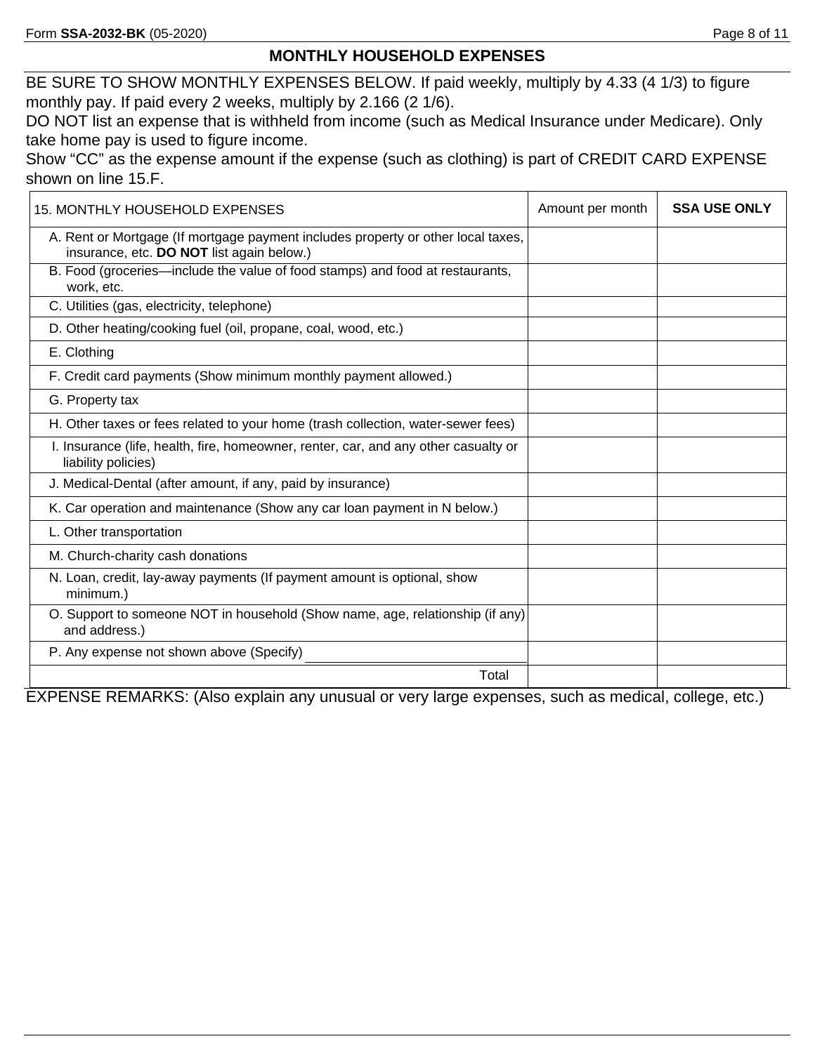## MONTHLY HOUSEHOLD EXPENSES

BE SURE TO SHOW MONTHLY EXPENSES BELOW. If paid weekly, multiply by 4.33 (4 1/3) to figure monthly pay. If paid every 2 weeks, multiply by 2.166 (2 1/6).

DO NOT list an expense that is withheld from income (such as Medical Insurance under Medicare). Only take home pay is used to figure income.

Show "CC" as the expense amount if the expense (such as clothing) is part of CREDIT CARD EXPENSE shown on line 15.F.

| 15. MONTHLY HOUSEHOLD EXPENSES | Amount per month | **SSA USE ONLY** |
|---|---|---|
| A. Rent or Mortgage (If mortgage payment includes property or other local taxes, insurance, etc. **DO NOT** list again below.) | | |
| B. Food (groceries—include the value of food stamps) and food at restaurants, work, etc. | | |
| C. Utilities (gas, electricity, telephone) | | |
| D. Other heating/cooking fuel (oil, propane, coal, wood, etc.) | | |
| E. Clothing | | |
| F. Credit card payments (Show minimum monthly payment allowed.) | | |
| G. Property tax | | |
| H. Other taxes or fees related to your home (trash collection, water-sewer fees) | | |
| I. Insurance (life, health, fire, homeowner, renter, car, and any other casualty or liability policies) | | |
| J. Medical-Dental (after amount, if any, paid by insurance) | | |
| K. Car operation and maintenance (Show any car loan payment in N below.) | | |
| L. Other transportation | | |
| M. Church-charity cash donations | | |
| N. Loan, credit, lay-away payments (If payment amount is optional, show minimum.) | | |
| O. Support to someone NOT in household (Show name, age, relationship (if any) and address.) | | |
| P. Any expense not shown above (Specify) ______________ | | |
| Total | | |

EXPENSE REMARKS: (Also explain any unusual or very large expenses, such as medical, college, etc.)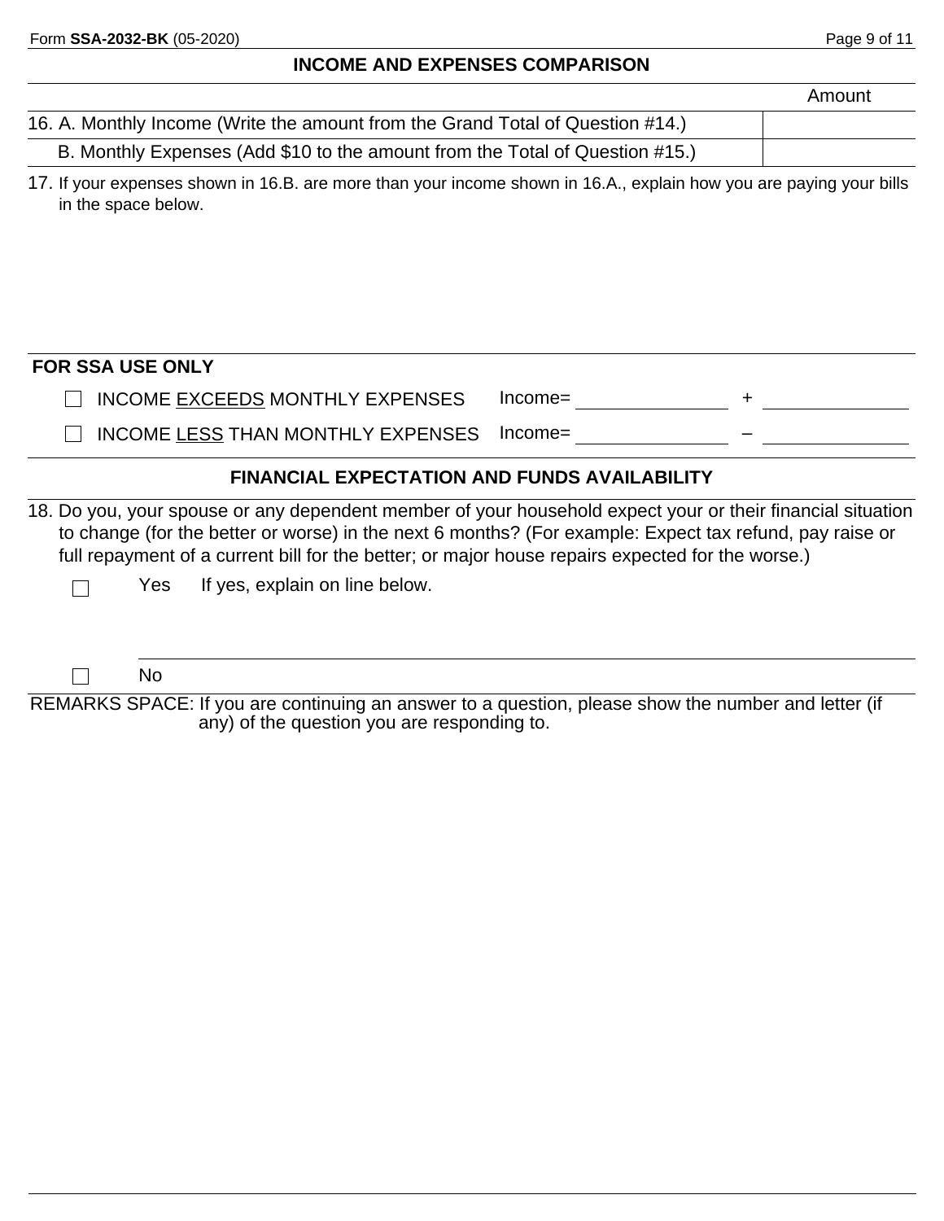## INCOME AND EXPENSES COMPARISON

| | Amount |
|---|---|
| 16. A. Monthly Income (Write the amount from the Grand Total of Question #14.) | |
| B. Monthly Expenses (Add $10 to the amount from the Total of Question #15.) | |

17. If your expenses shown in 16.B. are more than your income shown in 16.A., explain how you are paying your bills in the space below.

**FOR SSA USE ONLY**

☐ INCOME EXCEEDS MONTHLY EXPENSES Income= ______________ + ______________

☐ INCOME LESS THAN MONTHLY EXPENSES Income= ______________ – ______________

## FINANCIAL EXPECTATION AND FUNDS AVAILABILITY

18. Do you, your spouse or any dependent member of your household expect your or their financial situation to change (for the better or worse) in the next 6 months? (For example: Expect tax refund, pay raise or full repayment of a current bill for the better; or major house repairs expected for the worse.)

☐ Yes If yes, explain on line below.

☐ No

REMARKS SPACE: If you are continuing an answer to a question, please show the number and letter (if any) of the question you are responding to.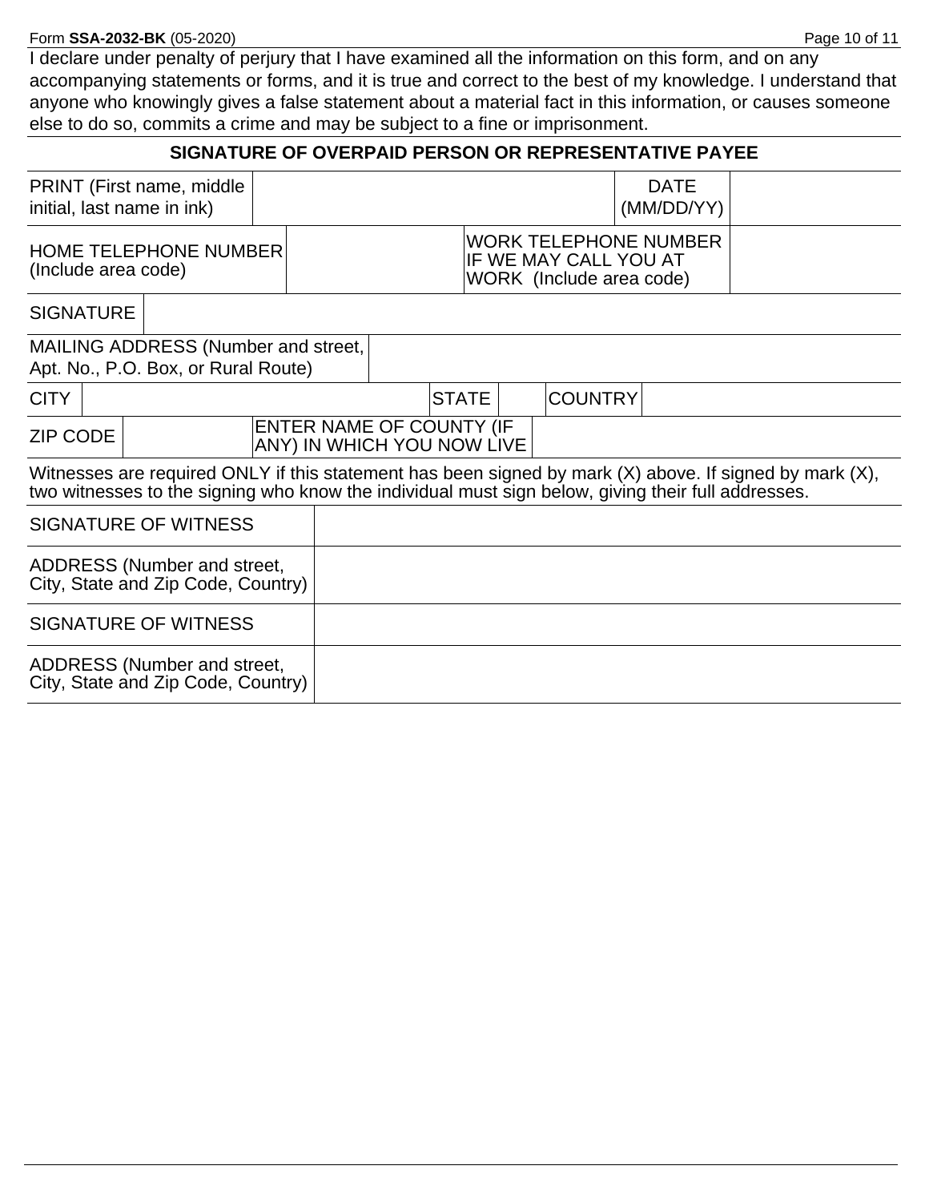I declare under penalty of perjury that I have examined all the information on this form, and on any accompanying statements or forms, and it is true and correct to the best of my knowledge. I understand that anyone who knowingly gives a false statement about a material fact in this information, or causes someone else to do so, commits a crime and may be subject to a fine or imprisonment.

## SIGNATURE OF OVERPAID PERSON OR REPRESENTATIVE PAYEE

| PRINT (First name, middle initial, last name in ink) | | DATE (MM/DD/YY) | |
|---|---|---|---|
| HOME TELEPHONE NUMBER (Include area code) | | WORK TELEPHONE NUMBER IF WE MAY CALL YOU AT WORK (Include area code) | |
| SIGNATURE | | | |
| MAILING ADDRESS (Number and street, Apt. No., P.O. Box, or Rural Route) | | | |

| CITY | | STATE | | COUNTRY | |
|---|---|---|---|---|---|
| ZIP CODE | | ENTER NAME OF COUNTY (IF ANY) IN WHICH YOU NOW LIVE | | | |

Witnesses are required ONLY if this statement has been signed by mark (X) above. If signed by mark (X), two witnesses to the signing who know the individual must sign below, giving their full addresses.

| SIGNATURE OF WITNESS | |
|---|---|
| ADDRESS (Number and street, City, State and Zip Code, Country) | |
| SIGNATURE OF WITNESS | |
| ADDRESS (Number and street, City, State and Zip Code, Country) | |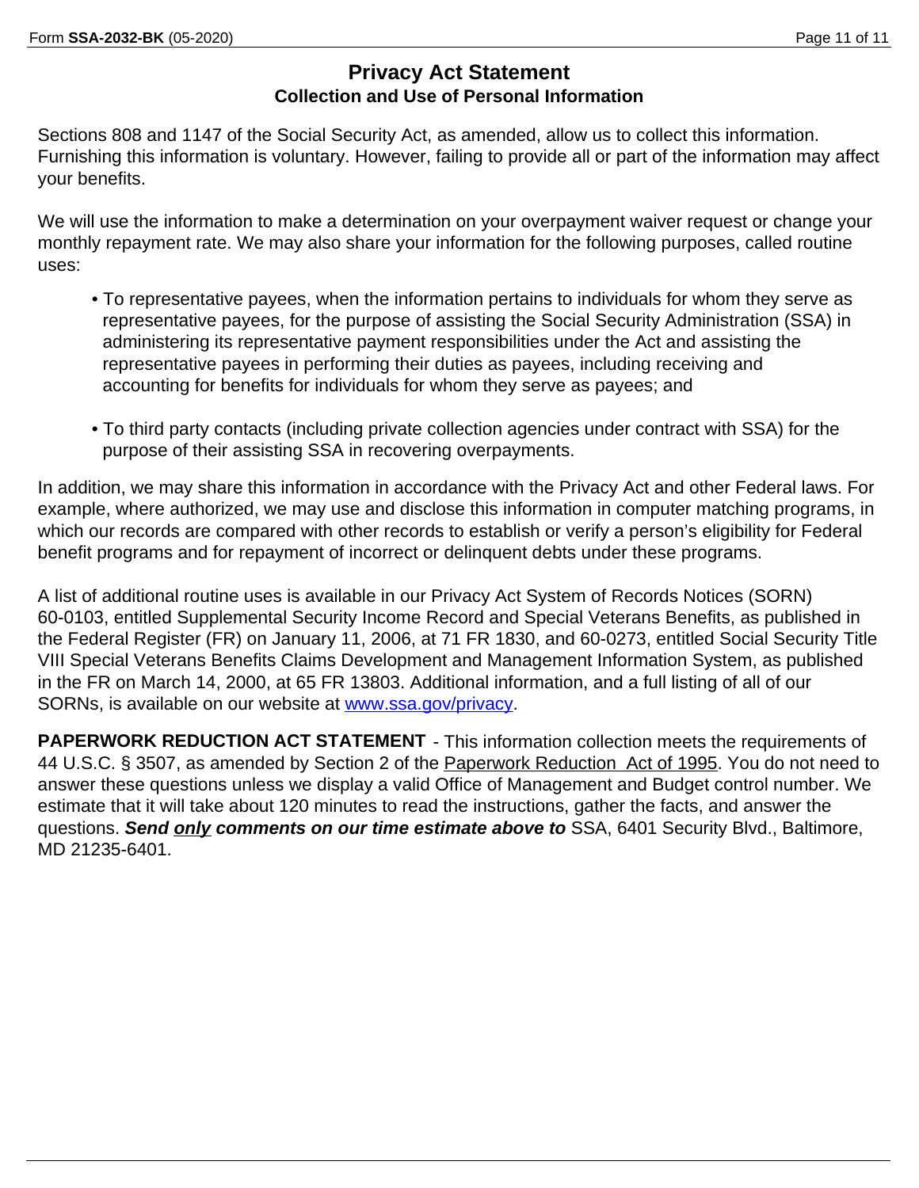## Privacy Act Statement

### Collection and Use of Personal Information

Sections 808 and 1147 of the Social Security Act, as amended, allow us to collect this information. Furnishing this information is voluntary. However, failing to provide all or part of the information may affect your benefits.

We will use the information to make a determination on your overpayment waiver request or change your monthly repayment rate. We may also share your information for the following purposes, called routine uses:

- To representative payees, when the information pertains to individuals for whom they serve as representative payees, for the purpose of assisting the Social Security Administration (SSA) in administering its representative payment responsibilities under the Act and assisting the representative payees in performing their duties as payees, including receiving and accounting for benefits for individuals for whom they serve as payees; and

- To third party contacts (including private collection agencies under contract with SSA) for the purpose of their assisting SSA in recovering overpayments.

In addition, we may share this information in accordance with the Privacy Act and other Federal laws. For example, where authorized, we may use and disclose this information in computer matching programs, in which our records are compared with other records to establish or verify a person's eligibility for Federal benefit programs and for repayment of incorrect or delinquent debts under these programs.

A list of additional routine uses is available in our Privacy Act System of Records Notices (SORN) 60-0103, entitled Supplemental Security Income Record and Special Veterans Benefits, as published in the Federal Register (FR) on January 11, 2006, at 71 FR 1830, and 60-0273, entitled Social Security Title VIII Special Veterans Benefits Claims Development and Management Information System, as published in the FR on March 14, 2000, at 65 FR 13803. Additional information, and a full listing of all of our SORNs, is available on our website at www.ssa.gov/privacy.

**PAPERWORK REDUCTION ACT STATEMENT** - This information collection meets the requirements of 44 U.S.C. § 3507, as amended by Section 2 of the Paperwork Reduction Act of 1995. You do not need to answer these questions unless we display a valid Office of Management and Budget control number. We estimate that it will take about 120 minutes to read the instructions, gather the facts, and answer the questions. ***Send only comments on our time estimate above to*** SSA, 6401 Security Blvd., Baltimore, MD 21235-6401.